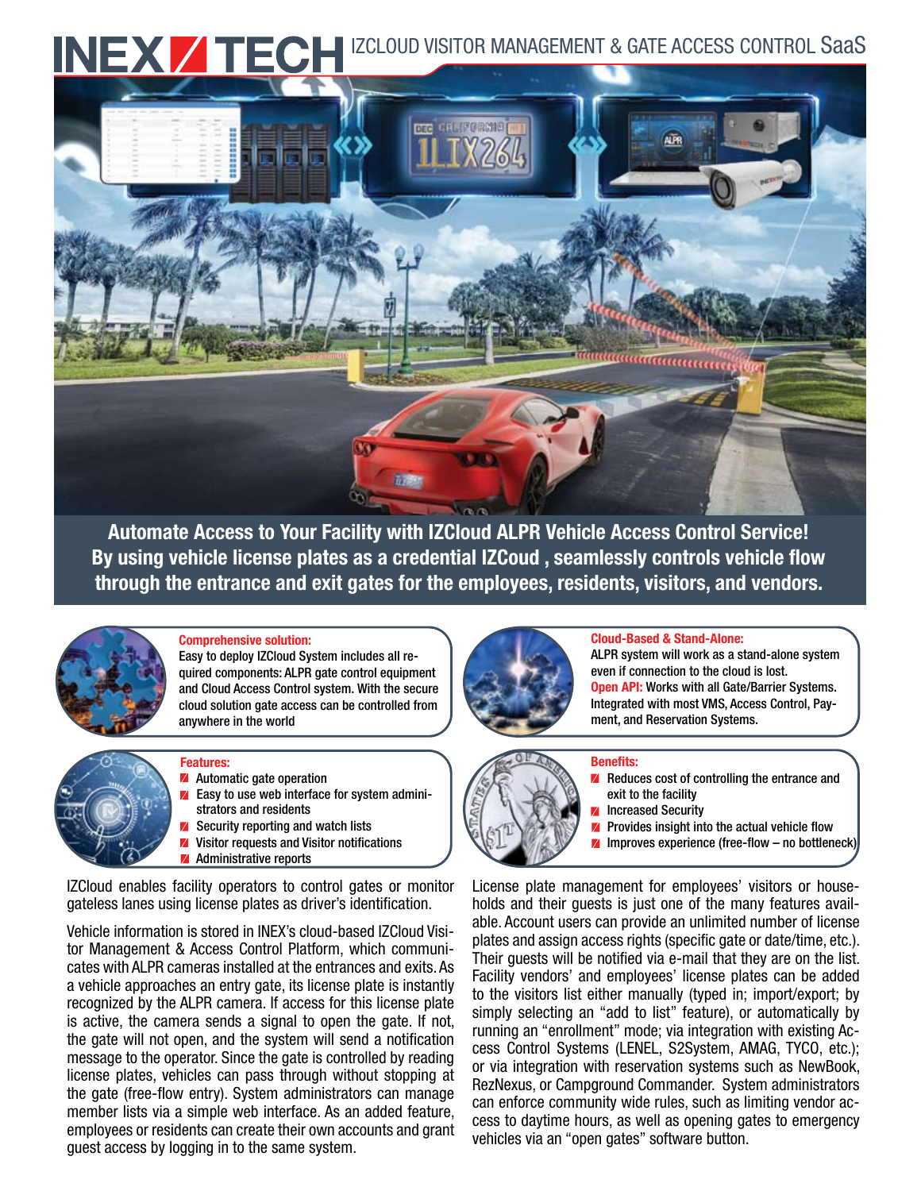# INEX TECH IZCLOUD VISITOR MANAGEMENT & GATE ACCESS CONTROL SaaS

**Automate Access to Your Facility with IZCloud ALPR Vehicle Access Control Service! By using vehicle license plates as a credential IZCoud , seamlessly controls vehicle flow through the entrance and exit gates for the employees, residents, visitors, and vendors.**

**Comprehensive solution:**
Easy to deploy IZCloud System includes all required components: ALPR gate control equipment and Cloud Access Control system. With the secure cloud solution gate access can be controlled from anywhere in the world

**Cloud-Based & Stand-Alone:**
ALPR system will work as a stand-alone system even if connection to the cloud is lost.
**Open API:** Works with all Gate/Barrier Systems. Integrated with most VMS, Access Control, Payment, and Reservation Systems.

**Features:**
- Automatic gate operation
- Easy to use web interface for system administrators and residents
- Security reporting and watch lists
- Visitor requests and Visitor notifications
- Administrative reports

**Benefits:**
- Reduces cost of controlling the entrance and exit to the facility
- Increased Security
- Provides insight into the actual vehicle flow
- Improves experience (free-flow – no bottleneck)

IZCloud enables facility operators to control gates or monitor gateless lanes using license plates as driver's identification.

Vehicle information is stored in INEX's cloud-based IZCloud Visitor Management & Access Control Platform, which communicates with ALPR cameras installed at the entrances and exits. As a vehicle approaches an entry gate, its license plate is instantly recognized by the ALPR camera. If access for this license plate is active, the camera sends a signal to open the gate. If not, the gate will not open, and the system will send a notification message to the operator. Since the gate is controlled by reading license plates, vehicles can pass through without stopping at the gate (free-flow entry). System administrators can manage member lists via a simple web interface. As an added feature, employees or residents can create their own accounts and grant guest access by logging in to the same system.

License plate management for employees' visitors or households and their guests is just one of the many features available. Account users can provide an unlimited number of license plates and assign access rights (specific gate or date/time, etc.). Their guests will be notified via e-mail that they are on the list. Facility vendors' and employees' license plates can be added to the visitors list either manually (typed in; import/export; by simply selecting an "add to list" feature), or automatically by running an "enrollment" mode; via integration with existing Access Control Systems (LENEL, S2System, AMAG, TYCO, etc.); or via integration with reservation systems such as NewBook, RezNexus, or Campground Commander. System administrators can enforce community wide rules, such as limiting vendor access to daytime hours, as well as opening gates to emergency vehicles via an "open gates" software button.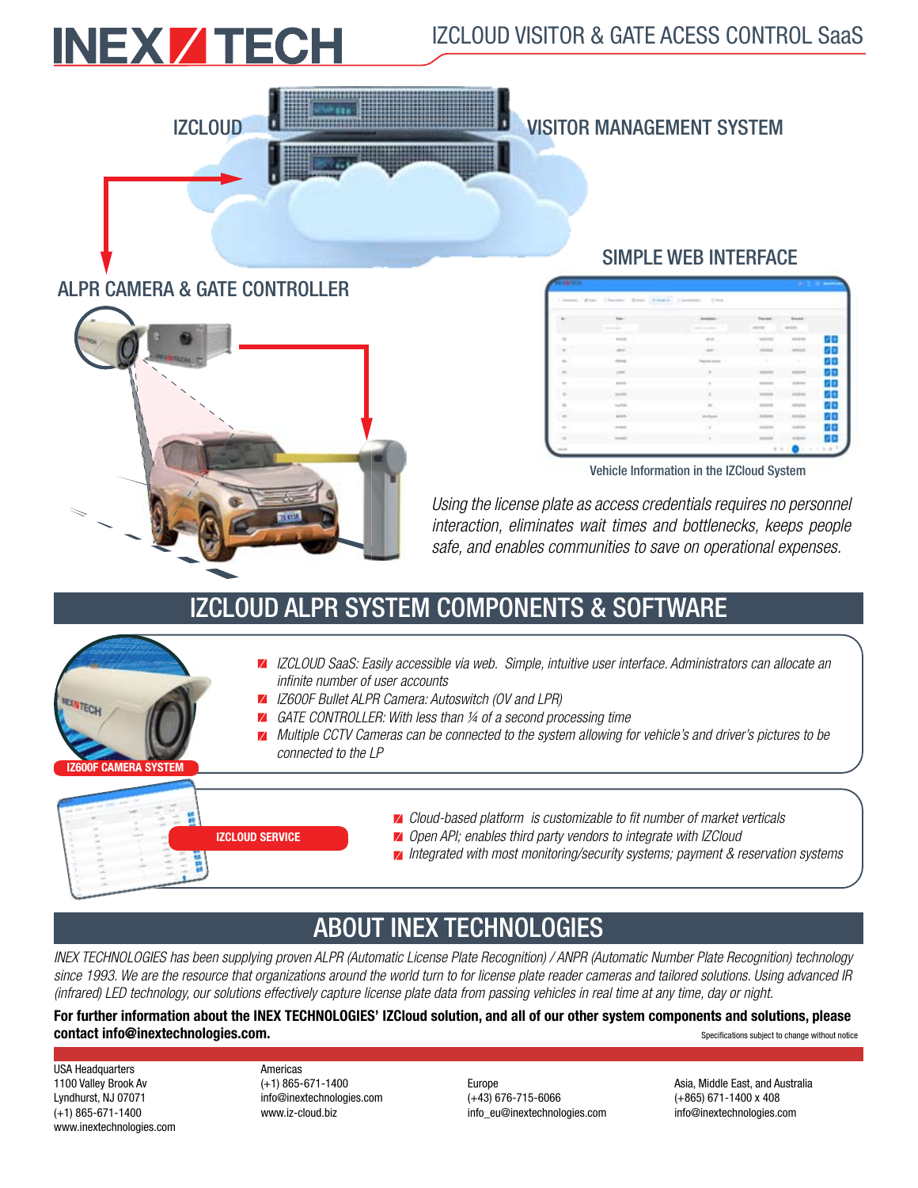# IZCLOUD VISITOR & GATE ACESS CONTROL SaaS

IZCLOUD

VISITOR MANAGEMENT SYSTEM

SIMPLE WEB INTERFACE

ALPR CAMERA & GATE CONTROLLER

Vehicle Information in the IZCloud System

*Using the license plate as access credentials requires no personnel interaction, eliminates wait times and bottlenecks, keeps people safe, and enables communities to save on operational expenses.*

## IZCLOUD ALPR SYSTEM COMPONENTS & SOFTWARE

IZ600F CAMERA SYSTEM

- *IZCLOUD SaaS: Easily accessible via web. Simple, intuitive user interface. Administrators can allocate an infinite number of user accounts*
- *IZ600F Bullet ALPR Camera: Autoswitch (OV and LPR)*
- *GATE CONTROLLER: With less than ¼ of a second processing time*
- *Multiple CCTV Cameras can be connected to the system allowing for vehicle's and driver's pictures to be connected to the LP*

IZCLOUD SERVICE

- *Cloud-based platform is customizable to fit number of market verticals*
- *Open API; enables third party vendors to integrate with IZCloud*
- *Integrated with most monitoring/security systems; payment & reservation systems*

## ABOUT INEX TECHNOLOGIES

*INEX TECHNOLOGIES has been supplying proven ALPR (Automatic License Plate Recognition) / ANPR (Automatic Number Plate Recognition) technology since 1993. We are the resource that organizations around the world turn to for license plate reader cameras and tailored solutions. Using advanced IR (infrared) LED technology, our solutions effectively capture license plate data from passing vehicles in real time at any time, day or night.*

**For further information about the INEX TECHNOLOGIES' IZCloud solution, and all of our other system components and solutions, please contact info@inextechnologies.com.**

Specifications subject to change without notice

USA Headquarters
1100 Valley Brook Av
Lyndhurst, NJ 07071
(+1) 865-671-1400
www.inextechnologies.com

Americas
(+1) 865-671-1400
info@inextechnologies.com
www.iz-cloud.biz

Europe
(+43) 676-715-6066
info_eu@inextechnologies.com

Asia, Middle East, and Australia
(+865) 671-1400 x 408
info@inextechnologies.com